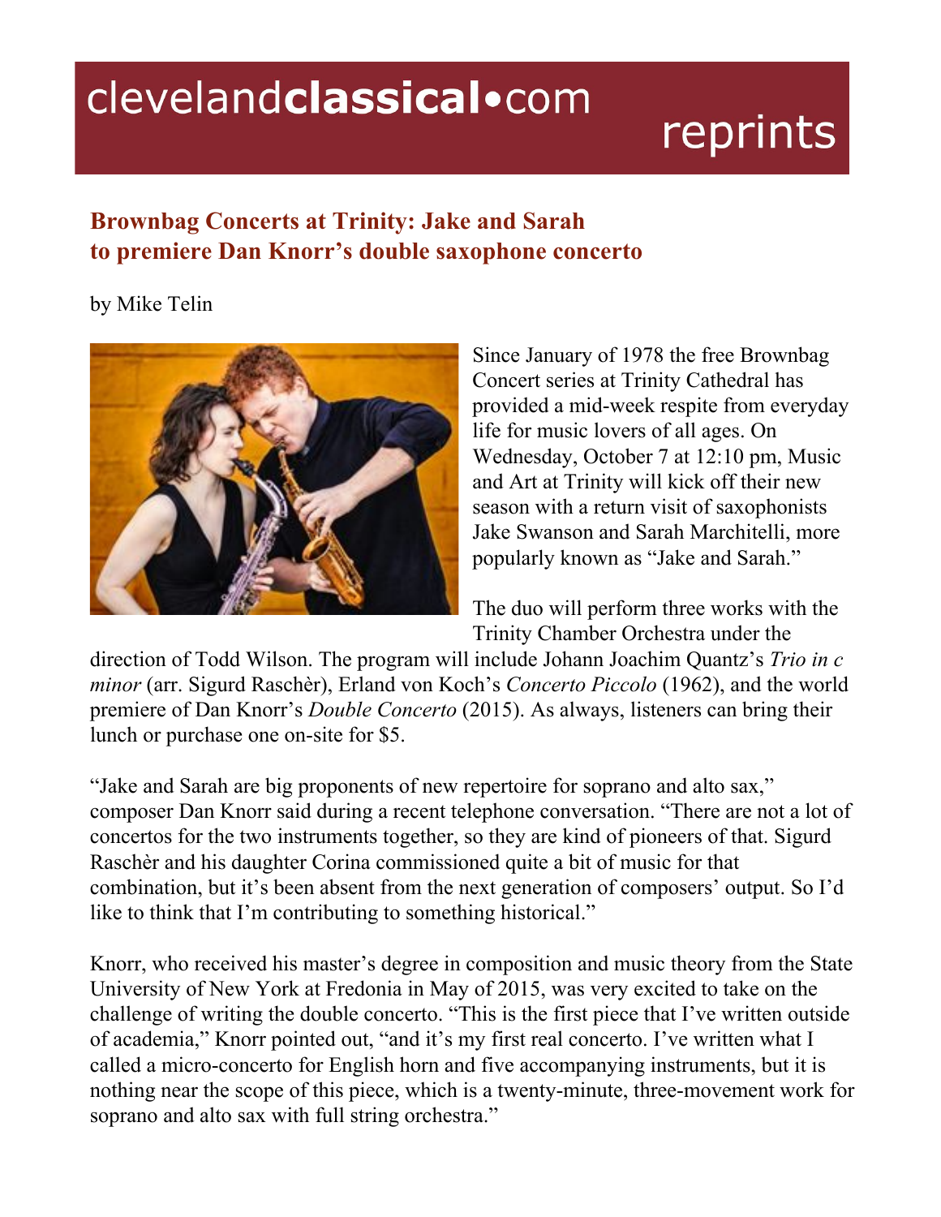clevelandclassical•com reprints

## Brownbag Concerts at Trinity: Jake and Sarah to premiere Dan Knorr's double saxophone concerto

by Mike Telin

Since January of 1978 the free Brownbag Concert series at Trinity Cathedral has provided a mid-week respite from everyday life for music lovers of all ages. On Wednesday, October 7 at 12:10 pm, Music and Art at Trinity will kick off their new season with a return visit of saxophonists Jake Swanson and Sarah Marchitelli, more popularly known as "Jake and Sarah."

The duo will perform three works with the Trinity Chamber Orchestra under the direction of Todd Wilson. The program will include Johann Joachim Quantz's *Trio in c minor* (arr. Sigurd Raschèr), Erland von Koch's *Concerto Piccolo* (1962), and the world premiere of Dan Knorr's *Double Concerto* (2015). As always, listeners can bring their lunch or purchase one on-site for $5.

"Jake and Sarah are big proponents of new repertoire for soprano and alto sax," composer Dan Knorr said during a recent telephone conversation. "There are not a lot of concertos for the two instruments together, so they are kind of pioneers of that. Sigurd Raschèr and his daughter Corina commissioned quite a bit of music for that combination, but it's been absent from the next generation of composers' output. So I'd like to think that I'm contributing to something historical."

Knorr, who received his master's degree in composition and music theory from the State University of New York at Fredonia in May of 2015, was very excited to take on the challenge of writing the double concerto. "This is the first piece that I've written outside of academia," Knorr pointed out, "and it's my first real concerto. I've written what I called a micro-concerto for English horn and five accompanying instruments, but it is nothing near the scope of this piece, which is a twenty-minute, three-movement work for soprano and alto sax with full string orchestra."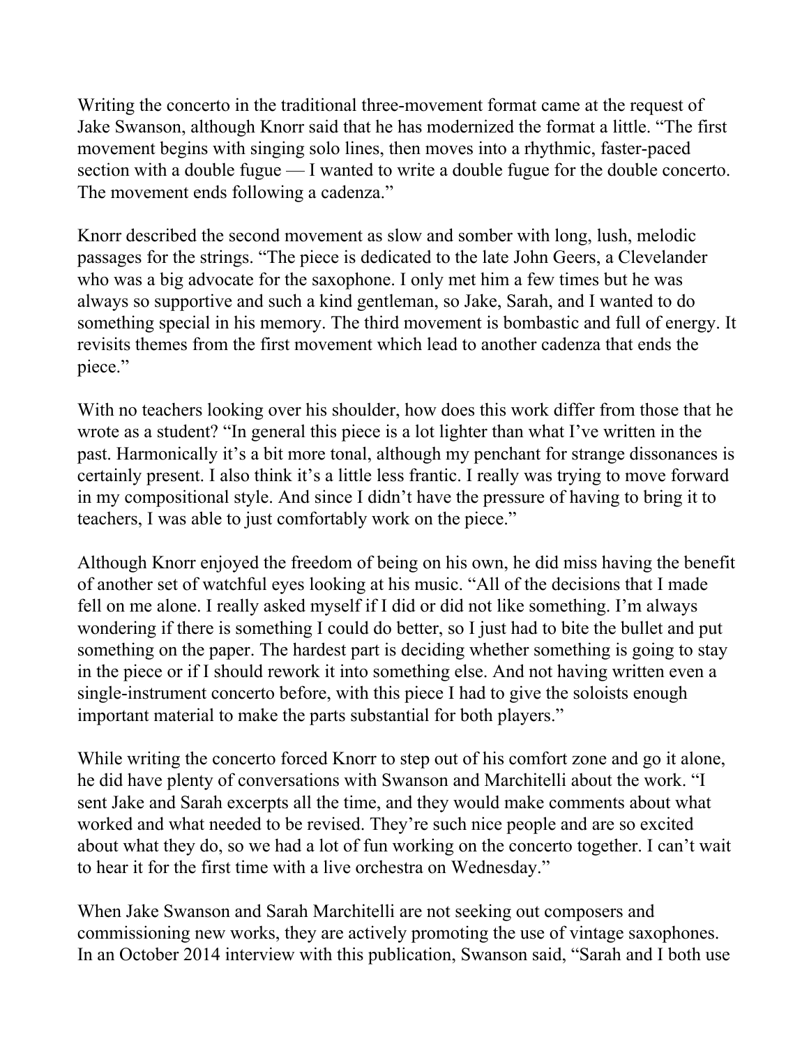Writing the concerto in the traditional three-movement format came at the request of Jake Swanson, although Knorr said that he has modernized the format a little. "The first movement begins with singing solo lines, then moves into a rhythmic, faster-paced section with a double fugue — I wanted to write a double fugue for the double concerto. The movement ends following a cadenza."

Knorr described the second movement as slow and somber with long, lush, melodic passages for the strings. "The piece is dedicated to the late John Geers, a Clevelander who was a big advocate for the saxophone. I only met him a few times but he was always so supportive and such a kind gentleman, so Jake, Sarah, and I wanted to do something special in his memory. The third movement is bombastic and full of energy. It revisits themes from the first movement which lead to another cadenza that ends the piece."

With no teachers looking over his shoulder, how does this work differ from those that he wrote as a student? "In general this piece is a lot lighter than what I've written in the past. Harmonically it's a bit more tonal, although my penchant for strange dissonances is certainly present. I also think it's a little less frantic. I really was trying to move forward in my compositional style. And since I didn't have the pressure of having to bring it to teachers, I was able to just comfortably work on the piece."

Although Knorr enjoyed the freedom of being on his own, he did miss having the benefit of another set of watchful eyes looking at his music. "All of the decisions that I made fell on me alone. I really asked myself if I did or did not like something. I'm always wondering if there is something I could do better, so I just had to bite the bullet and put something on the paper. The hardest part is deciding whether something is going to stay in the piece or if I should rework it into something else. And not having written even a single-instrument concerto before, with this piece I had to give the soloists enough important material to make the parts substantial for both players."

While writing the concerto forced Knorr to step out of his comfort zone and go it alone, he did have plenty of conversations with Swanson and Marchitelli about the work. "I sent Jake and Sarah excerpts all the time, and they would make comments about what worked and what needed to be revised. They're such nice people and are so excited about what they do, so we had a lot of fun working on the concerto together. I can't wait to hear it for the first time with a live orchestra on Wednesday."

When Jake Swanson and Sarah Marchitelli are not seeking out composers and commissioning new works, they are actively promoting the use of vintage saxophones. In an October 2014 interview with this publication, Swanson said, "Sarah and I both use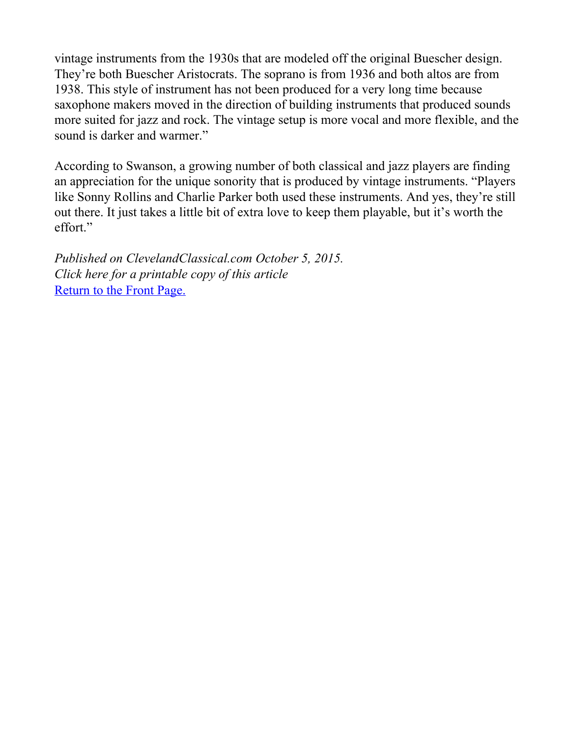vintage instruments from the 1930s that are modeled off the original Buescher design. They're both Buescher Aristocrats. The soprano is from 1936 and both altos are from 1938. This style of instrument has not been produced for a very long time because saxophone makers moved in the direction of building instruments that produced sounds more suited for jazz and rock. The vintage setup is more vocal and more flexible, and the sound is darker and warmer."

According to Swanson, a growing number of both classical and jazz players are finding an appreciation for the unique sonority that is produced by vintage instruments. "Players like Sonny Rollins and Charlie Parker both used these instruments. And yes, they're still out there. It just takes a little bit of extra love to keep them playable, but it's worth the effort."

*Published on ClevelandClassical.com October 5, 2015.*
*Click here for a printable copy of this article*
[Return to the Front Page.]